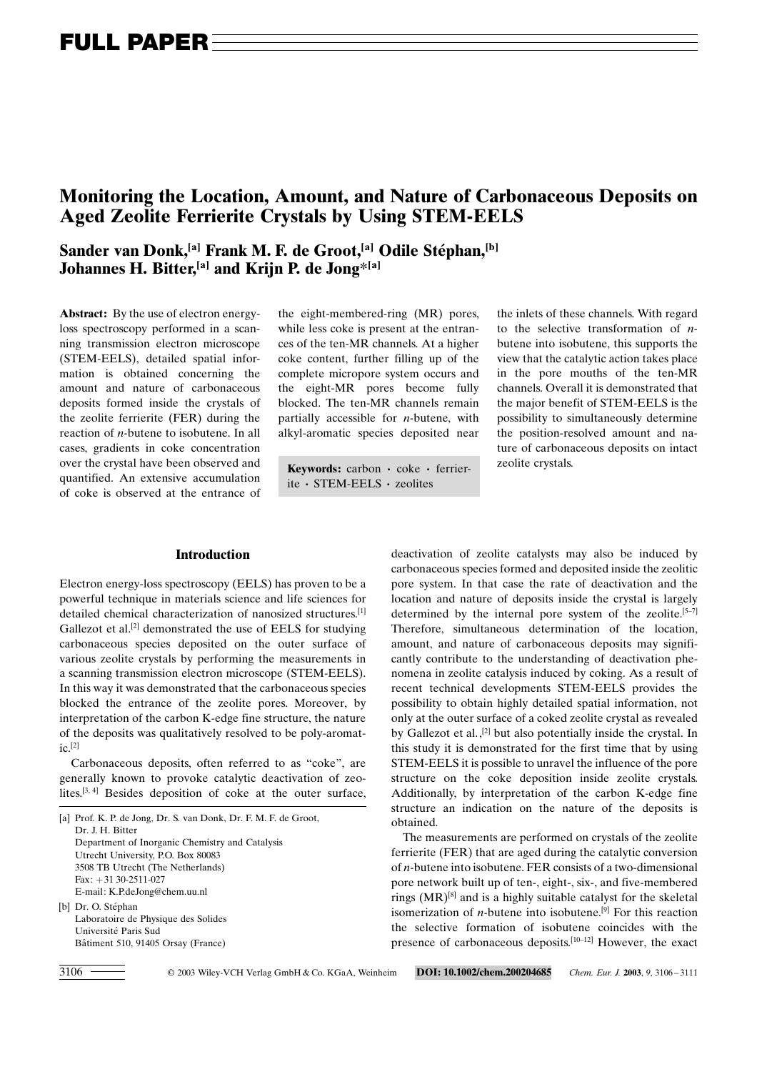# Monitoring the Location, Amount, and Nature of Carbonaceous Deposits on Aged Zeolite Ferrierite Crystals by Using STEM-EELS

**Sander van Donk,[a] Frank M. F. de Groot,[a] Odile Stéphan,[b] Johannes H. Bitter,[a] and Krijn P. de Jong*[a]**

**Abstract:** By the use of electron energy-loss spectroscopy performed in a scanning transmission electron microscope (STEM-EELS), detailed spatial information is obtained concerning the amount and nature of carbonaceous deposits formed inside the crystals of the zeolite ferrierite (FER) during the reaction of *n*-butene to isobutene. In all cases, gradients in coke concentration over the crystal have been observed and quantified. An extensive accumulation of coke is observed at the entrance of the eight-membered-ring (MR) pores, while less coke is present at the entrances of the ten-MR channels. At a higher coke content, further filling up of the complete micropore system occurs and the eight-MR pores become fully blocked. The ten-MR channels remain partially accessible for *n*-butene, with alkyl-aromatic species deposited near the inlets of these channels. With regard to the selective transformation of *n*-butene into isobutene, this supports the view that the catalytic action takes place in the pore mouths of the ten-MR channels. Overall it is demonstrated that the major benefit of STEM-EELS is the possibility to simultaneously determine the position-resolved amount and nature of carbonaceous deposits on intact zeolite crystals.

**Keywords:** carbon · coke · ferrierite · STEM-EELS · zeolites

## Introduction

Electron energy-loss spectroscopy (EELS) has proven to be a powerful technique in materials science and life sciences for detailed chemical characterization of nanosized structures.[1] Gallezot et al.[2] demonstrated the use of EELS for studying carbonaceous species deposited on the outer surface of various zeolite crystals by performing the measurements in a scanning transmission electron microscope (STEM-EELS). In this way it was demonstrated that the carbonaceous species blocked the entrance of the zeolite pores. Moreover, by interpretation of the carbon K-edge fine structure, the nature of the deposits was qualitatively resolved to be poly-aromatic.[2]

Carbonaceous deposits, often referred to as "coke", are generally known to provoke catalytic deactivation of zeolites.[3, 4] Besides deposition of coke at the outer surface, deactivation of zeolite catalysts may also be induced by carbonaceous species formed and deposited inside the zeolitic pore system. In that case the rate of deactivation and the location and nature of deposits inside the crystal is largely determined by the internal pore system of the zeolite.[5–7] Therefore, simultaneous determination of the location, amount, and nature of carbonaceous deposits may significantly contribute to the understanding of deactivation phenomena in zeolite catalysis induced by coking. As a result of recent technical developments STEM-EELS provides the possibility to obtain highly detailed spatial information, not only at the outer surface of a coked zeolite crystal as revealed by Gallezot et al.,[2] but also potentially inside the crystal. In this study it is demonstrated for the first time that by using STEM-EELS it is possible to unravel the influence of the pore structure on the coke deposition inside zeolite crystals. Additionally, by interpretation of the carbon K-edge fine structure an indication on the nature of the deposits is obtained.

The measurements are performed on crystals of the zeolite ferrierite (FER) that are aged during the catalytic conversion of *n*-butene into isobutene. FER consists of a two-dimensional pore network built up of ten-, eight-, six-, and five-membered rings (MR)[8] and is a highly suitable catalyst for the skeletal isomerization of *n*-butene into isobutene.[9] For this reaction the selective formation of isobutene coincides with the presence of carbonaceous deposits.[10–12] However, the exact

[a] Prof. K. P. de Jong, Dr. S. van Donk, Dr. F. M. F. de Groot, Dr. J. H. Bitter
Department of Inorganic Chemistry and Catalysis
Utrecht University, P.O. Box 80083
3508 TB Utrecht (The Netherlands)
Fax: +31 30-2511-027
E-mail: K.P.deJong@chem.uu.nl

[b] Dr. O. Stéphan
Laboratoire de Physique des Solides
Université Paris Sud
Bâtiment 510, 91405 Orsay (France)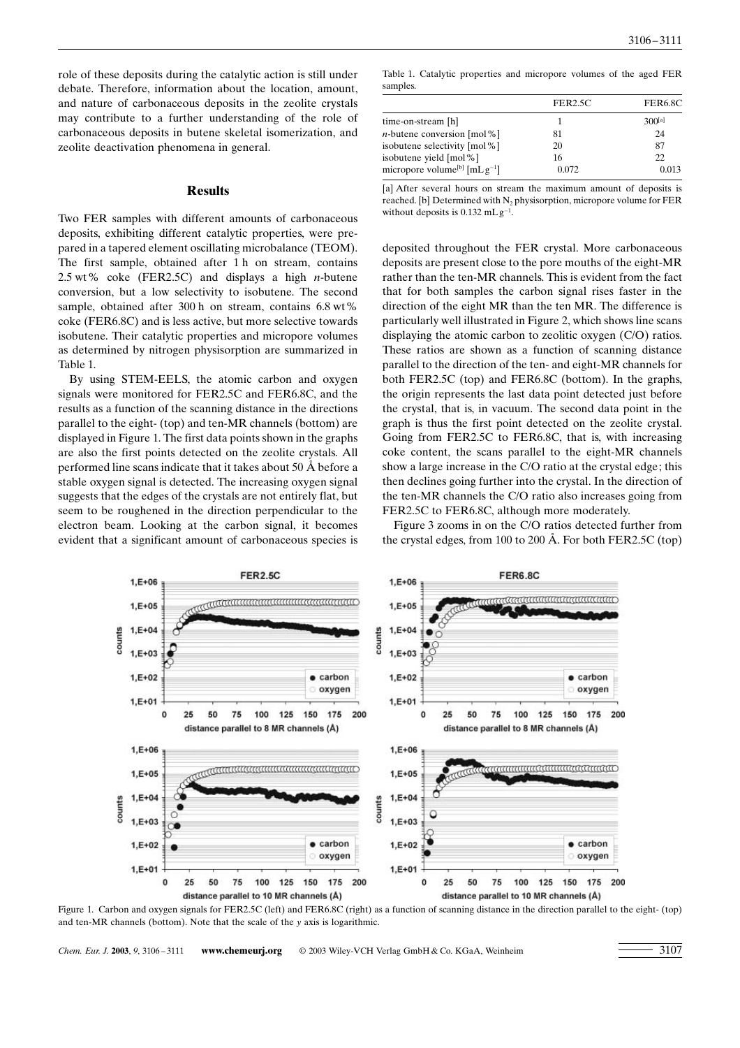role of these deposits during the catalytic action is still under debate. Therefore, information about the location, amount, and nature of carbonaceous deposits in the zeolite crystals may contribute to a further understanding of the role of carbonaceous deposits in butene skeletal isomerization, and zeolite deactivation phenomena in general.

## Results

Two FER samples with different amounts of carbonaceous deposits, exhibiting different catalytic properties, were prepared in a tapered element oscillating microbalance (TEOM). The first sample, obtained after 1 h on stream, contains 2.5 wt% coke (FER2.5C) and displays a high *n*-butene conversion, but a low selectivity to isobutene. The second sample, obtained after 300 h on stream, contains 6.8 wt% coke (FER6.8C) and is less active, but more selective towards isobutene. Their catalytic properties and micropore volumes as determined by nitrogen physisorption are summarized in Table 1.

Table 1. Catalytic properties and micropore volumes of the aged FER samples.

| | FER2.5C | FER6.8C |
|---|---|---|
| time-on-stream [h] | 1 | 300[a] |
| *n*-butene conversion [mol%] | 81 | 24 |
| isobutene selectivity [mol%] | 20 | 87 |
| isobutene yield [mol%] | 16 | 22 |
| micropore volume[b] [$mL\,g^{-1}$] | 0.072 | 0.013 |

[a] After several hours on stream the maximum amount of deposits is reached. [b] Determined with $N_2$ physisorption, micropore volume for FER without deposits is 0.132 $mL\,g^{-1}$.

By using STEM-EELS, the atomic carbon and oxygen signals were monitored for FER2.5C and FER6.8C, and the results as a function of the scanning distance in the directions parallel to the eight- (top) and ten-MR channels (bottom) are displayed in Figure 1. The first data points shown in the graphs are also the first points detected on the zeolite crystals. All performed line scans indicate that it takes about 50 Å before a stable oxygen signal is detected. The increasing oxygen signal suggests that the edges of the crystals are not entirely flat, but seem to be roughened in the direction perpendicular to the electron beam. Looking at the carbon signal, it becomes evident that a significant amount of carbonaceous species is deposited throughout the FER crystal. More carbonaceous deposits are present close to the pore mouths of the eight-MR rather than the ten-MR channels. This is evident from the fact that for both samples the carbon signal rises faster in the direction of the eight MR than the ten MR. The difference is particularly well illustrated in Figure 2, which shows line scans displaying the atomic carbon to zeolitic oxygen (C/O) ratios. These ratios are shown as a function of scanning distance parallel to the direction of the ten- and eight-MR channels for both FER2.5C (top) and FER6.8C (bottom). In the graphs, the origin represents the last data point detected just before the crystal, that is, in vacuum. The second data point in the graph is thus the first point detected on the zeolite crystal. Going from FER2.5C to FER6.8C, that is, with increasing coke content, the scans parallel to the eight-MR channels show a large increase in the C/O ratio at the crystal edge; this then declines going further into the crystal. In the direction of the ten-MR channels the C/O ratio also increases going from FER2.5C to FER6.8C, although more moderately.

Figure 3 zooms in on the C/O ratios detected further from the crystal edges, from 100 to 200 Å. For both FER2.5C (top)

Figure 1. Carbon and oxygen signals for FER2.5C (left) and FER6.8C (right) as a function of scanning distance in the direction parallel to the eight- (top) and ten-MR channels (bottom). Note that the scale of the *y* axis is logarithmic.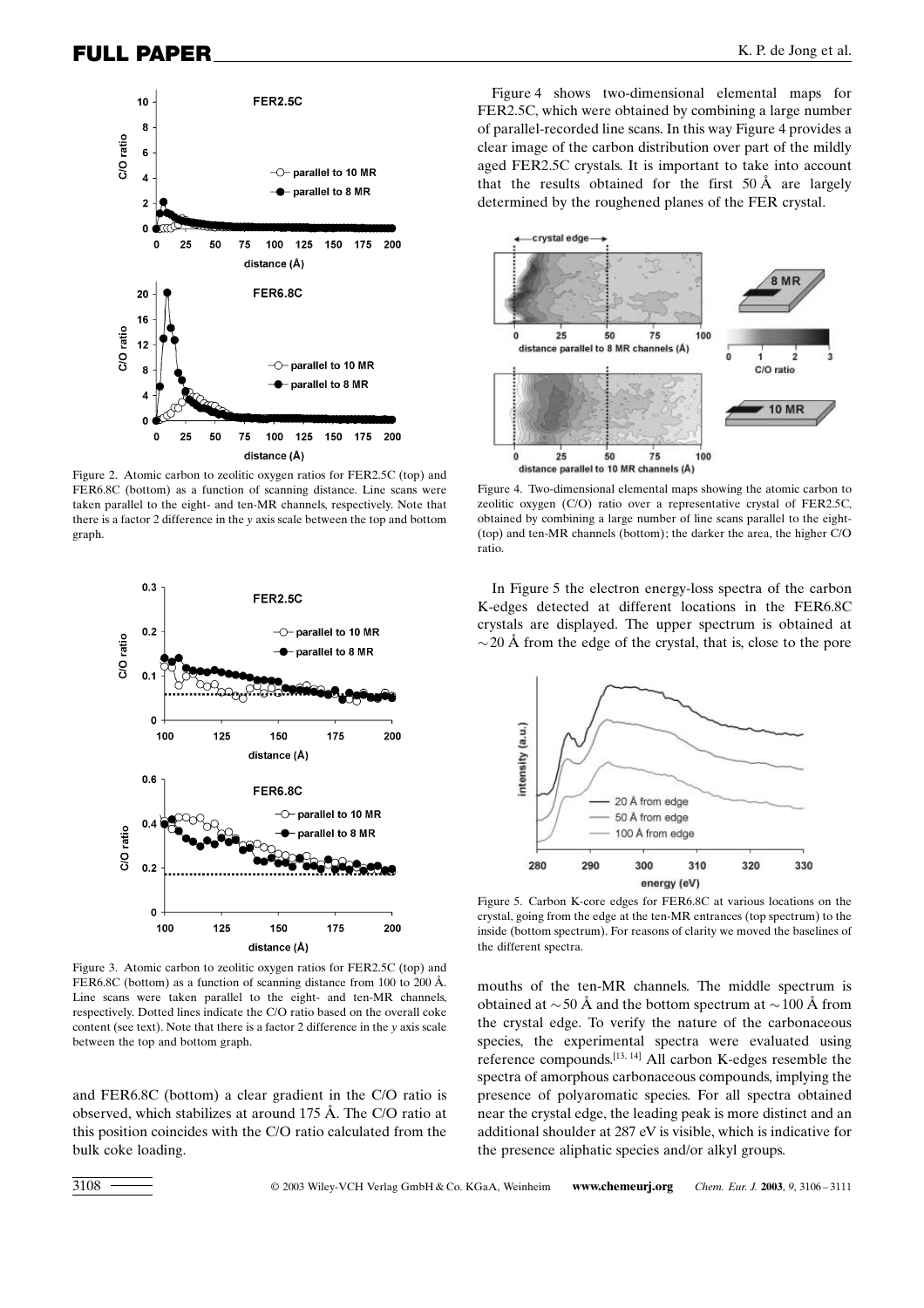Figure 2. Atomic carbon to zeolitic oxygen ratios for FER2.5C (top) and FER6.8C (bottom) as a function of scanning distance. Line scans were taken parallel to the eight- and ten-MR channels, respectively. Note that there is a factor 2 difference in the y axis scale between the top and bottom graph.

Figure 3. Atomic carbon to zeolitic oxygen ratios for FER2.5C (top) and FER6.8C (bottom) as a function of scanning distance from 100 to 200 Å. Line scans were taken parallel to the eight- and ten-MR channels, respectively. Dotted lines indicate the C/O ratio based on the overall coke content (see text). Note that there is a factor 2 difference in the y axis scale between the top and bottom graph.

and FER6.8C (bottom) a clear gradient in the C/O ratio is observed, which stabilizes at around 175 Å. The C/O ratio at this position coincides with the C/O ratio calculated from the bulk coke loading.

Figure 4 shows two-dimensional elemental maps for FER2.5C, which were obtained by combining a large number of parallel-recorded line scans. In this way Figure 4 provides a clear image of the carbon distribution over part of the mildly aged FER2.5C crystals. It is important to take into account that the results obtained for the first 50 Å are largely determined by the roughened planes of the FER crystal.

Figure 4. Two-dimensional elemental maps showing the atomic carbon to zeolitic oxygen (C/O) ratio over a representative crystal of FER2.5C, obtained by combining a large number of line scans parallel to the eight- (top) and ten-MR channels (bottom); the darker the area, the higher C/O ratio.

In Figure 5 the electron energy-loss spectra of the carbon K-edges detected at different locations in the FER6.8C crystals are displayed. The upper spectrum is obtained at ~20 Å from the edge of the crystal, that is, close to the pore mouths of the ten-MR channels. The middle spectrum is obtained at ~50 Å and the bottom spectrum at ~100 Å from the crystal edge. To verify the nature of the carbonaceous species, the experimental spectra were evaluated using reference compounds.[13, 14] All carbon K-edges resemble the spectra of amorphous carbonaceous compounds, implying the presence of polyaromatic species. For all spectra obtained near the crystal edge, the leading peak is more distinct and an additional shoulder at 287 eV is visible, which is indicative for the presence aliphatic species and/or alkyl groups.

Figure 5. Carbon K-core edges for FER6.8C at various locations on the crystal, going from the edge at the ten-MR entrances (top spectrum) to the inside (bottom spectrum). For reasons of clarity we moved the baselines of the different spectra.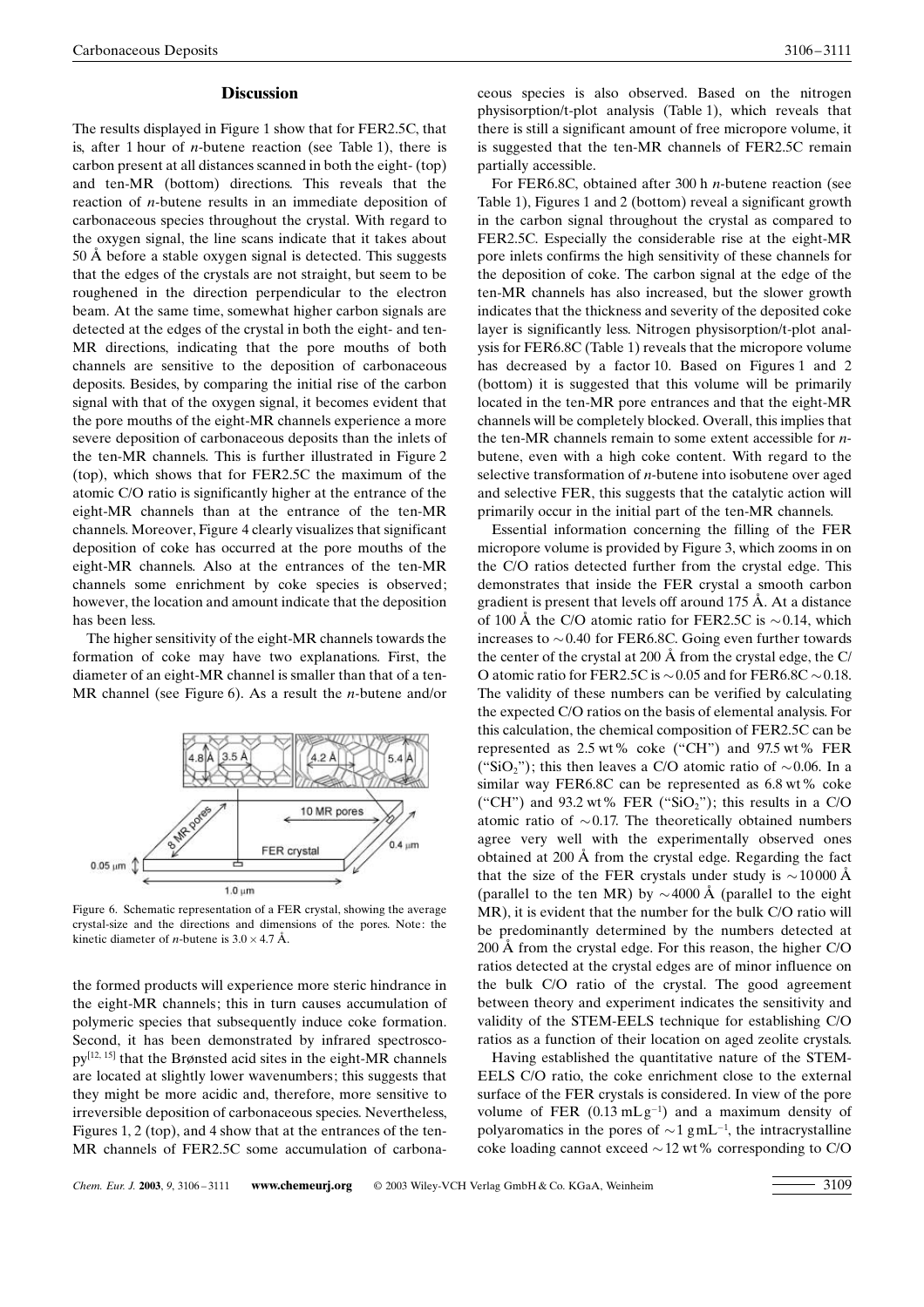## Discussion

The results displayed in Figure 1 show that for FER2.5C, that is, after 1 hour of *n*-butene reaction (see Table 1), there is carbon present at all distances scanned in both the eight- (top) and ten-MR (bottom) directions. This reveals that the reaction of *n*-butene results in an immediate deposition of carbonaceous species throughout the crystal. With regard to the oxygen signal, the line scans indicate that it takes about 50 Å before a stable oxygen signal is detected. This suggests that the edges of the crystals are not straight, but seem to be roughened in the direction perpendicular to the electron beam. At the same time, somewhat higher carbon signals are detected at the edges of the crystal in both the eight- and ten-MR directions, indicating that the pore mouths of both channels are sensitive to the deposition of carbonaceous deposits. Besides, by comparing the initial rise of the carbon signal with that of the oxygen signal, it becomes evident that the pore mouths of the eight-MR channels experience a more severe deposition of carbonaceous deposits than the inlets of the ten-MR channels. This is further illustrated in Figure 2 (top), which shows that for FER2.5C the maximum of the atomic C/O ratio is significantly higher at the entrance of the eight-MR channels than at the entrance of the ten-MR channels. Moreover, Figure 4 clearly visualizes that significant deposition of coke has occurred at the pore mouths of the eight-MR channels. Also at the entrances of the ten-MR channels some enrichment by coke species is observed; however, the location and amount indicate that the deposition has been less.

The higher sensitivity of the eight-MR channels towards the formation of coke may have two explanations. First, the diameter of an eight-MR channel is smaller than that of a ten-MR channel (see Figure 6). As a result the *n*-butene and/or the formed products will experience more steric hindrance in the eight-MR channels; this in turn causes accumulation of polymeric species that subsequently induce coke formation. Second, it has been demonstrated by infrared spectroscopy[12, 15] that the Brønsted acid sites in the eight-MR channels are located at slightly lower wavenumbers; this suggests that they might be more acidic and, therefore, more sensitive to irreversible deposition of carbonaceous species. Nevertheless, Figures 1, 2 (top), and 4 show that at the entrances of the ten-MR channels of FER2.5C some accumulation of carbonaceous species is also observed. Based on the nitrogen physisorption/t-plot analysis (Table 1), which reveals that there is still a significant amount of free micropore volume, it is suggested that the ten-MR channels of FER2.5C remain partially accessible.

Figure 6. Schematic representation of a FER crystal, showing the average crystal-size and the directions and dimensions of the pores. Note: the kinetic diameter of *n*-butene is $3.0 \times 4.7$ Å.

For FER6.8C, obtained after 300 h *n*-butene reaction (see Table 1), Figures 1 and 2 (bottom) reveal a significant growth in the carbon signal throughout the crystal as compared to FER2.5C. Especially the considerable rise at the eight-MR pore inlets confirms the high sensitivity of these channels for the deposition of coke. The carbon signal at the edge of the ten-MR channels has also increased, but the slower growth indicates that the thickness and severity of the deposited coke layer is significantly less. Nitrogen physisorption/t-plot analysis for FER6.8C (Table 1) reveals that the micropore volume has decreased by a factor 10. Based on Figures 1 and 2 (bottom) it is suggested that this volume will be primarily located in the ten-MR pore entrances and that the eight-MR channels will be completely blocked. Overall, this implies that the ten-MR channels remain to some extent accessible for *n*-butene, even with a high coke content. With regard to the selective transformation of *n*-butene into isobutene over aged and selective FER, this suggests that the catalytic action will primarily occur in the initial part of the ten-MR channels.

Essential information concerning the filling of the FER micropore volume is provided by Figure 3, which zooms in on the C/O ratios detected further from the crystal edge. This demonstrates that inside the FER crystal a smooth carbon gradient is present that levels off around 175 Å. At a distance of 100 Å the C/O atomic ratio for FER2.5C is $\sim$0.14, which increases to $\sim$0.40 for FER6.8C. Going even further towards the center of the crystal at 200 Å from the crystal edge, the C/O atomic ratio for FER2.5C is $\sim$0.05 and for FER6.8C $\sim$0.18. The validity of these numbers can be verified by calculating the expected C/O ratios on the basis of elemental analysis. For this calculation, the chemical composition of FER2.5C can be represented as 2.5 wt % coke ("CH") and 97.5 wt % FER ("$SiO_2$"); this then leaves a C/O atomic ratio of $\sim$0.06. In a similar way FER6.8C can be represented as 6.8 wt % coke ("CH") and 93.2 wt % FER ("$SiO_2$"); this results in a C/O atomic ratio of $\sim$0.17. The theoretically obtained numbers agree very well with the experimentally observed ones obtained at 200 Å from the crystal edge. Regarding the fact that the size of the FER crystals under study is $\sim$10000 Å (parallel to the ten MR) by $\sim$4000 Å (parallel to the eight MR), it is evident that the number for the bulk C/O ratio will be predominantly determined by the numbers detected at 200 Å from the crystal edge. For this reason, the higher C/O ratios detected at the crystal edges are of minor influence on the bulk C/O ratio of the crystal. The good agreement between theory and experiment indicates the sensitivity and validity of the STEM-EELS technique for establishing C/O ratios as a function of their location on aged zeolite crystals.

Having established the quantitative nature of the STEM-EELS C/O ratio, the coke enrichment close to the external surface of the FER crystals is considered. In view of the pore volume of FER (0.13 $mL\,g^{-1}$) and a maximum density of polyaromatics in the pores of $\sim$1 $g\,mL^{-1}$, the intracrystalline coke loading cannot exceed $\sim$12 wt % corresponding to C/O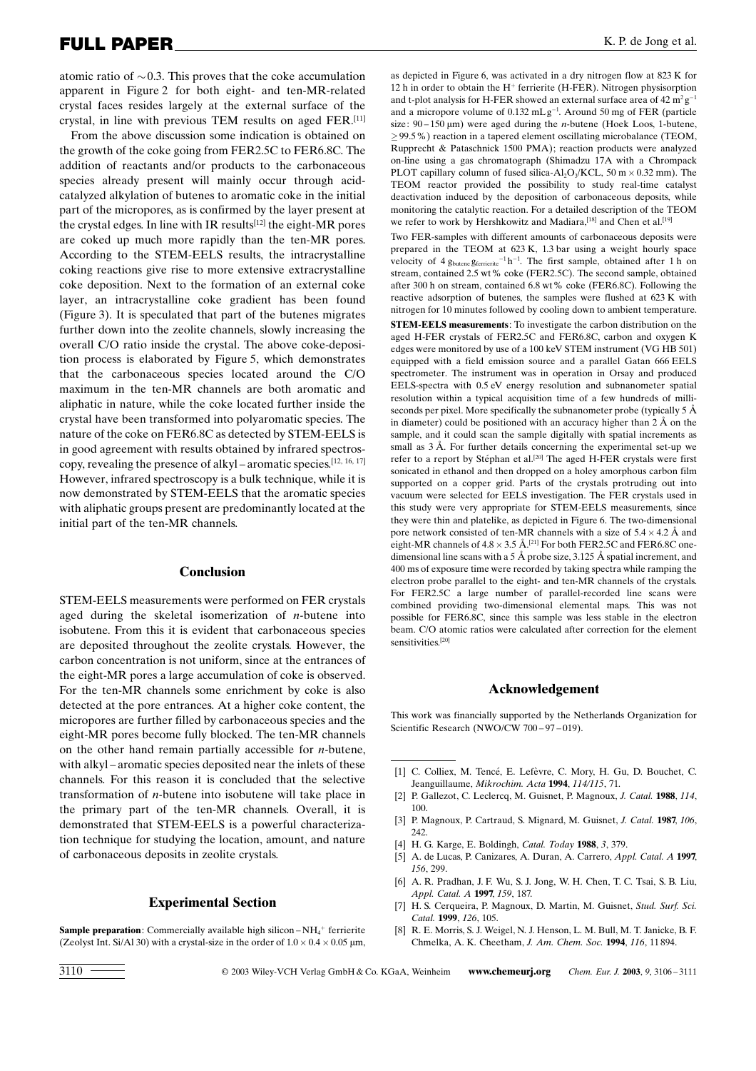atomic ratio of ~0.3. This proves that the coke accumulation apparent in Figure 2 for both eight- and ten-MR-related crystal faces resides largely at the external surface of the crystal, in line with previous TEM results on aged FER.[11]

From the above discussion some indication is obtained on the growth of the coke going from FER2.5C to FER6.8C. The addition of reactants and/or products to the carbonaceous species already present will mainly occur through acid-catalyzed alkylation of butenes to aromatic coke in the initial part of the micropores, as is confirmed by the layer present at the crystal edges. In line with IR results[12] the eight-MR pores are coked up much more rapidly than the ten-MR pores. According to the STEM-EELS results, the intracrystalline coking reactions give rise to more extensive extracrystalline coke deposition. Next to the formation of an external coke layer, an intracrystalline coke gradient has been found (Figure 3). It is speculated that part of the butenes migrates further down into the zeolite channels, slowly increasing the overall C/O ratio inside the crystal. The above coke-deposition process is elaborated by Figure 5, which demonstrates that the carbonaceous species located around the C/O maximum in the ten-MR channels are both aromatic and aliphatic in nature, while the coke located further inside the crystal have been transformed into polyaromatic species. The nature of the coke on FER6.8C as detected by STEM-EELS is in good agreement with results obtained by infrared spectroscopy, revealing the presence of alkyl–aromatic species.[12, 16, 17] However, infrared spectroscopy is a bulk technique, while it is now demonstrated by STEM-EELS that the aromatic species with aliphatic groups present are predominantly located at the initial part of the ten-MR channels.

## Conclusion

STEM-EELS measurements were performed on FER crystals aged during the skeletal isomerization of *n*-butene into isobutene. From this it is evident that carbonaceous species are deposited throughout the zeolite crystals. However, the carbon concentration is not uniform, since at the entrances of the eight-MR pores a large accumulation of coke is observed. For the ten-MR channels some enrichment by coke is also detected at the pore entrances. At a higher coke content, the micropores are further filled by carbonaceous species and the eight-MR pores become fully blocked. The ten-MR channels on the other hand remain partially accessible for *n*-butene, with alkyl–aromatic species deposited near the inlets of these channels. For this reason it is concluded that the selective transformation of *n*-butene into isobutene will take place in the primary part of the ten-MR channels. Overall, it is demonstrated that STEM-EELS is a powerful characterization technique for studying the location, amount, and nature of carbonaceous deposits in zeolite crystals.

## Experimental Section

**Sample preparation**: Commercially available high silicon–$NH_4^+$ ferrierite (Zeolyst Int. Si/Al 30) with a crystal-size in the order of $1.0 \times 0.4 \times 0.05$ µm, as depicted in Figure 6, was activated in a dry nitrogen flow at 823 K for 12 h in order to obtain the $H^+$ ferrierite (H-FER). Nitrogen physisorption and t-plot analysis for H-FER showed an external surface area of 42 $m^2 g^{-1}$ and a micropore volume of 0.132 $mL g^{-1}$. Around 50 mg of FER (particle size: 90–150 µm) were aged during the *n*-butene (Hoek Loos, 1-butene, ≥99.5%) reaction in a tapered element oscillating microbalance (TEOM, Rupprecht & Pataschnick 1500 PMA); reaction products were analyzed on-line using a gas chromatograph (Shimadzu 17A with a Chrompack PLOT capillary column of fused silica-$Al_2O_3$/KCL, 50 m × 0.32 mm). The TEOM reactor provided the possibility to study real-time catalyst deactivation induced by the deposition of carbonaceous deposits, while monitoring the catalytic reaction. For a detailed description of the TEOM we refer to work by Hershkowitz and Madiara,[18] and Chen et al.[19]

Two FER-samples with different amounts of carbonaceous deposits were prepared in the TEOM at 623 K, 1.3 bar using a weight hourly space velocity of 4 $g_{butene} g_{ferrierite}^{-1} h^{-1}$. The first sample, obtained after 1 h on stream, contained 2.5 wt% coke (FER2.5C). The second sample, obtained after 300 h on stream, contained 6.8 wt% coke (FER6.8C). Following the reactive adsorption of butenes, the samples were flushed at 623 K with nitrogen for 10 minutes followed by cooling down to ambient temperature.

**STEM-EELS measurements**: To investigate the carbon distribution on the aged H-FER crystals of FER2.5C and FER6.8C, carbon and oxygen K edges were monitored by use of a 100 keV STEM instrument (VG HB 501) equipped with a field emission source and a parallel Gatan 666 EELS spectrometer. The instrument was in operation in Orsay and produced EELS-spectra with 0.5 eV energy resolution and subnanometer spatial resolution within a typical acquisition time of a few hundreds of milliseconds per pixel. More specifically the subnanometer probe (typically 5 Å in diameter) could be positioned with an accuracy higher than 2 Å on the sample, and it could scan the sample digitally with spatial increments as small as 3 Å. For further details concerning the experimental set-up we refer to a report by Stéphan et al.[20] The aged H-FER crystals were first sonicated in ethanol and then dropped on a holey amorphous carbon film supported on a copper grid. Parts of the crystals protruding out into vacuum were selected for EELS investigation. The FER crystals used in this study were very appropriate for STEM-EELS measurements, since they were thin and platelike, as depicted in Figure 6. The two-dimensional pore network consisted of ten-MR channels with a size of $5.4 \times 4.2$ Å and eight-MR channels of $4.8 \times 3.5$ Å.[21] For both FER2.5C and FER6.8C one-dimensional line scans with a 5 Å probe size, 3.125 Å spatial increment, and 400 ms of exposure time were recorded by taking spectra while ramping the electron probe parallel to the eight- and ten-MR channels of the crystals. For FER2.5C a large number of parallel-recorded line scans were combined providing two-dimensional elemental maps. This was not possible for FER6.8C, since this sample was less stable in the electron beam. C/O atomic ratios were calculated after correction for the element sensitivities.[20]

## Acknowledgement

This work was financially supported by the Netherlands Organization for Scientific Research (NWO/CW 700–97–019).

[1] C. Colliex, M. Tencé, E. Lefèvre, C. Mory, H. Gu, D. Bouchet, C. Jeanguillaume, *Mikrochim. Acta* **1994**, *114/115*, 71.

[2] P. Gallezot, C. Leclercq, M. Guisnet, P. Magnoux, *J. Catal.* **1988**, *114*, 100.

[3] P. Magnoux, P. Cartraud, S. Mignard, M. Guisnet, *J. Catal.* **1987**, *106*, 242.

[4] H. G. Karge, E. Boldingh, *Catal. Today* **1988**, *3*, 379.

[5] A. de Lucas, P. Canizares, A. Duran, A. Carrero, *Appl. Catal. A* **1997**, *156*, 299.

[6] A. R. Pradhan, J. F. Wu, S. J. Jong, W. H. Chen, T. C. Tsai, S. B. Liu, *Appl. Catal. A* **1997**, *159*, 187.

[7] H. S. Cerqueira, P. Magnoux, D. Martin, M. Guisnet, *Stud. Surf. Sci. Catal.* **1999**, *126*, 105.

[8] R. E. Morris, S. J. Weigel, N. J. Henson, L. M. Bull, M. T. Janicke, B. F. Chmelka, A. K. Cheetham, *J. Am. Chem. Soc.* **1994**, *116*, 11894.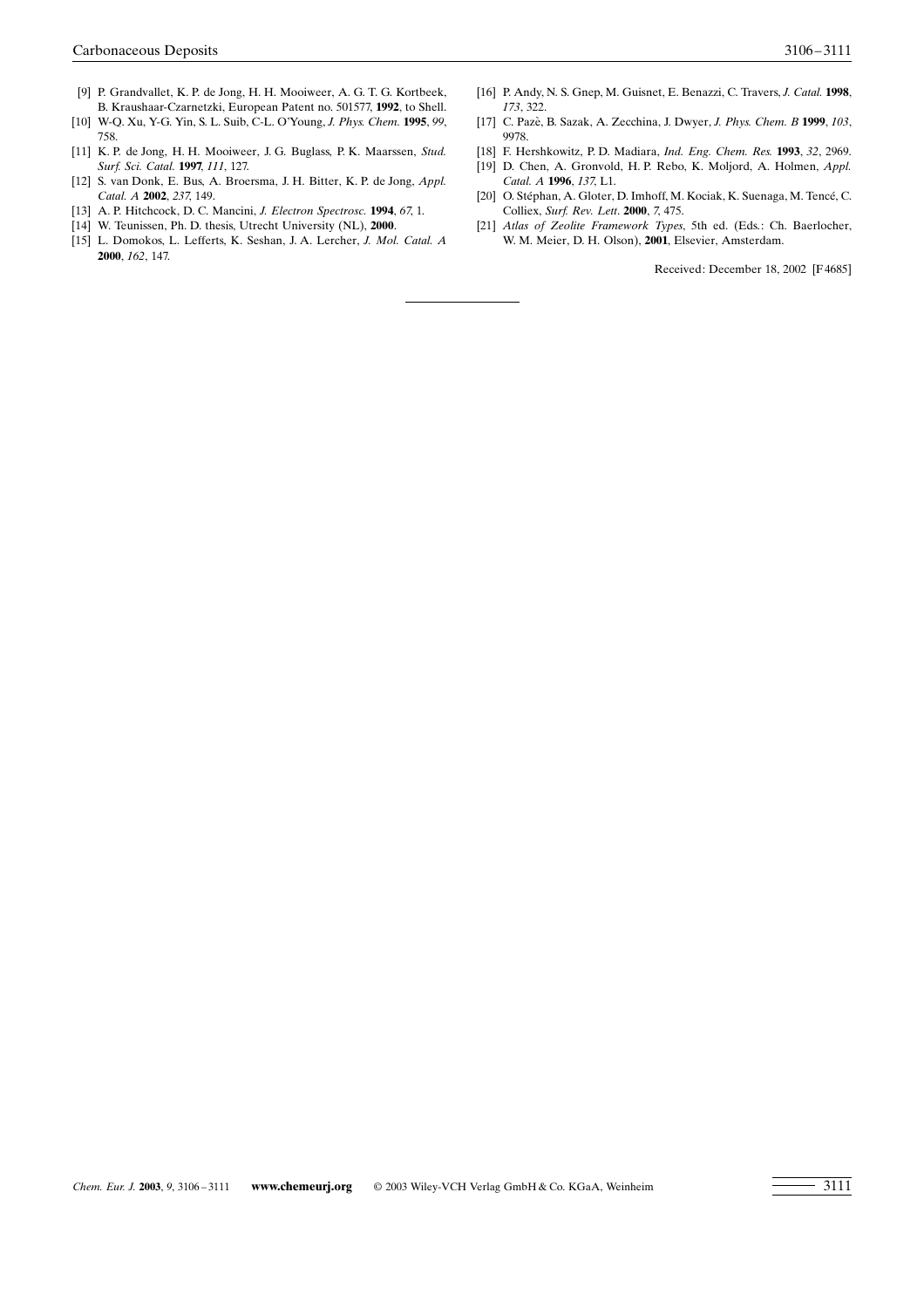[9] P. Grandvallet, K. P. de Jong, H. H. Mooiweer, A. G. T. G. Kortbeek, B. Kraushaar-Czarnetzki, European Patent no. 501577, **1992**, to Shell.

[10] W-Q. Xu, Y-G. Yin, S. L. Suib, C-L. O'Young, *J. Phys. Chem.* **1995**, *99*, 758.

[11] K. P. de Jong, H. H. Mooiweer, J. G. Buglass, P. K. Maarssen, *Stud. Surf. Sci. Catal.* **1997**, *111*, 127.

[12] S. van Donk, E. Bus, A. Broersma, J. H. Bitter, K. P. de Jong, *Appl. Catal. A* **2002**, *237*, 149.

[13] A. P. Hitchcock, D. C. Mancini, *J. Electron Spectrosc.* **1994**, *67*, 1.

[14] W. Teunissen, Ph. D. thesis, Utrecht University (NL), **2000**.

[15] L. Domokos, L. Lefferts, K. Seshan, J. A. Lercher, *J. Mol. Catal. A* **2000**, *162*, 147.

[16] P. Andy, N. S. Gnep, M. Guisnet, E. Benazzi, C. Travers, *J. Catal.* **1998**, *173*, 322.

[17] C. Pazè, B. Sazak, A. Zecchina, J. Dwyer, *J. Phys. Chem. B* **1999**, *103*, 9978.

[18] F. Hershkowitz, P. D. Madiara, *Ind. Eng. Chem. Res.* **1993**, *32*, 2969.

[19] D. Chen, A. Gronvold, H. P. Rebo, K. Moljord, A. Holmen, *Appl. Catal. A* **1996**, *137*, L1.

[20] O. Stéphan, A. Gloter, D. Imhoff, M. Kociak, K. Suenaga, M. Tencé, C. Colliex, *Surf. Rev. Lett*. **2000**, *7*, 475.

[21] *Atlas of Zeolite Framework Types*, 5th ed. (Eds.: Ch. Baerlocher, W. M. Meier, D. H. Olson), **2001**, Elsevier, Amsterdam.

Received: December 18, 2002 [F4685]